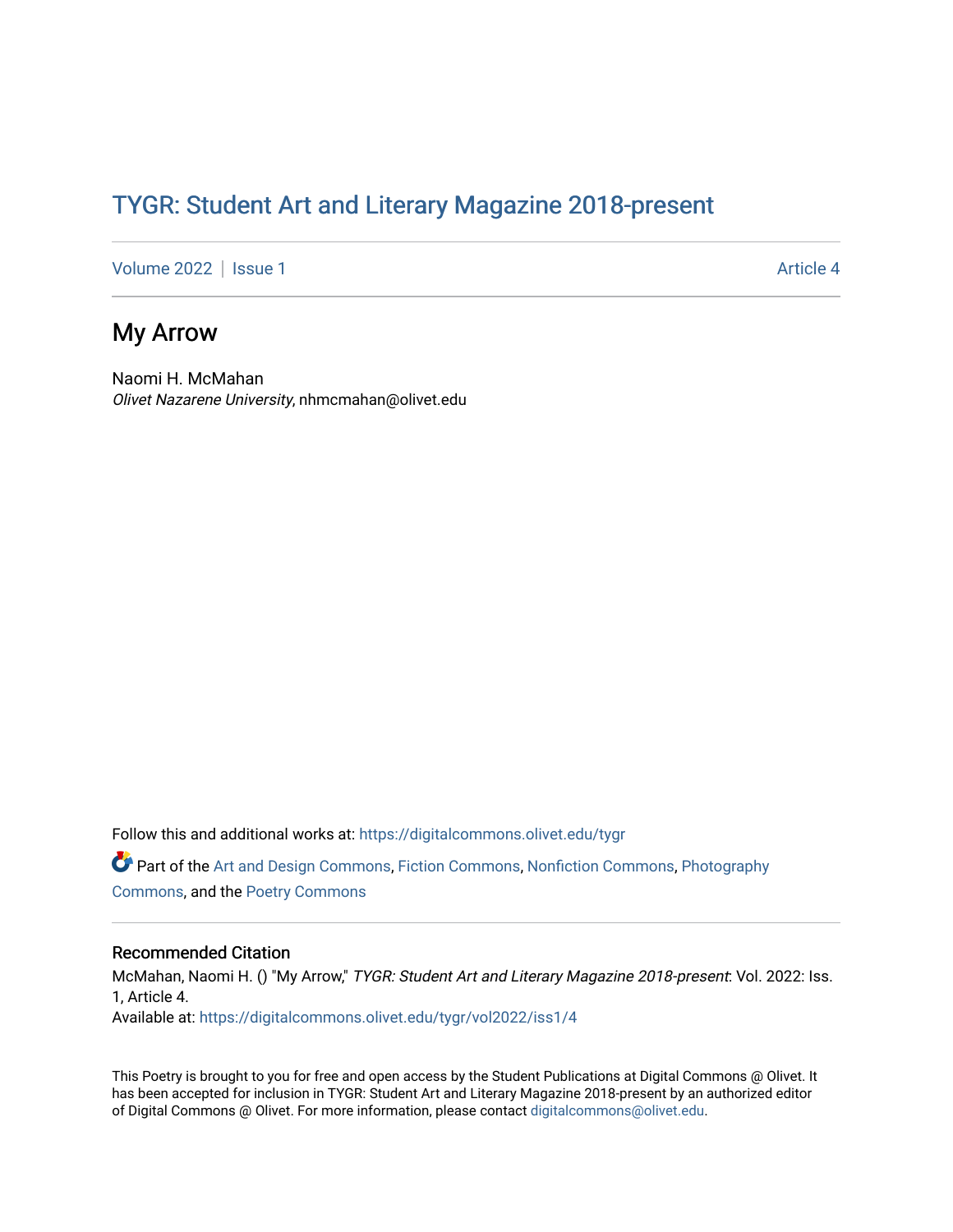# TYGR: Student Art and Literary Magazine 2018-present

Volume 2022 | Issue 1 | Article 4

## My Arrow

Naomi H. McMahan
*Olivet Nazarene University*, nhmcmahan@olivet.edu

Follow this and additional works at: https://digitalcommons.olivet.edu/tygr

Part of the Art and Design Commons, Fiction Commons, Nonfiction Commons, Photography Commons, and the Poetry Commons

### Recommended Citation

McMahan, Naomi H. () "My Arrow," *TYGR: Student Art and Literary Magazine 2018-present*: Vol. 2022: Iss. 1, Article 4.
Available at: https://digitalcommons.olivet.edu/tygr/vol2022/iss1/4

This Poetry is brought to you for free and open access by the Student Publications at Digital Commons @ Olivet. It has been accepted for inclusion in TYGR: Student Art and Literary Magazine 2018-present by an authorized editor of Digital Commons @ Olivet. For more information, please contact digitalcommons@olivet.edu.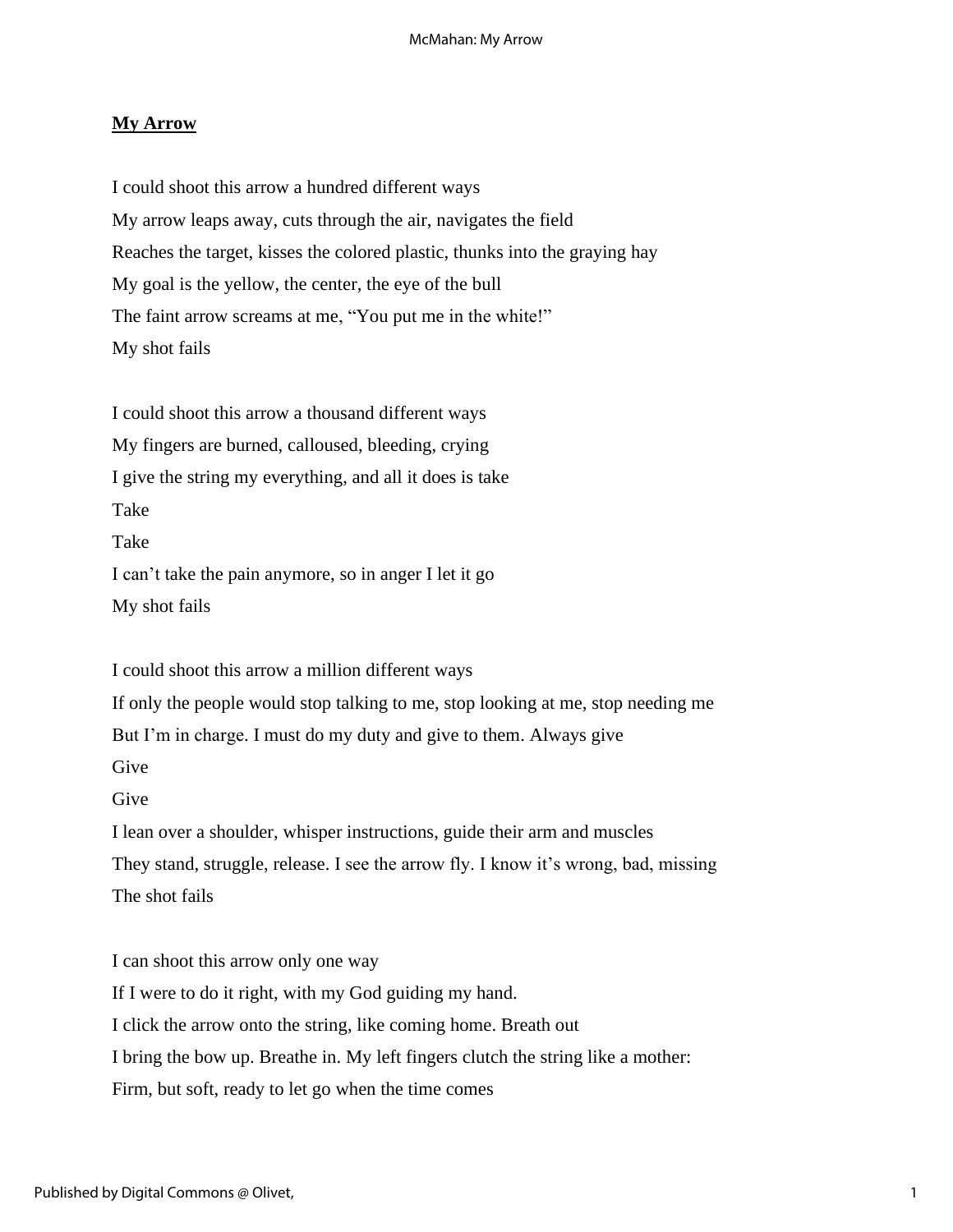**My Arrow**

I could shoot this arrow a hundred different ways
My arrow leaps away, cuts through the air, navigates the field
Reaches the target, kisses the colored plastic, thunks into the graying hay
My goal is the yellow, the center, the eye of the bull
The faint arrow screams at me, "You put me in the white!"
My shot fails

I could shoot this arrow a thousand different ways
My fingers are burned, calloused, bleeding, crying
I give the string my everything, and all it does is take
Take
Take
I can't take the pain anymore, so in anger I let it go
My shot fails

I could shoot this arrow a million different ways
If only the people would stop talking to me, stop looking at me, stop needing me
But I'm in charge. I must do my duty and give to them. Always give
Give
Give
I lean over a shoulder, whisper instructions, guide their arm and muscles
They stand, struggle, release. I see the arrow fly. I know it's wrong, bad, missing
The shot fails

I can shoot this arrow only one way
If I were to do it right, with my God guiding my hand.
I click the arrow onto the string, like coming home. Breath out
I bring the bow up. Breathe in. My left fingers clutch the string like a mother:
Firm, but soft, ready to let go when the time comes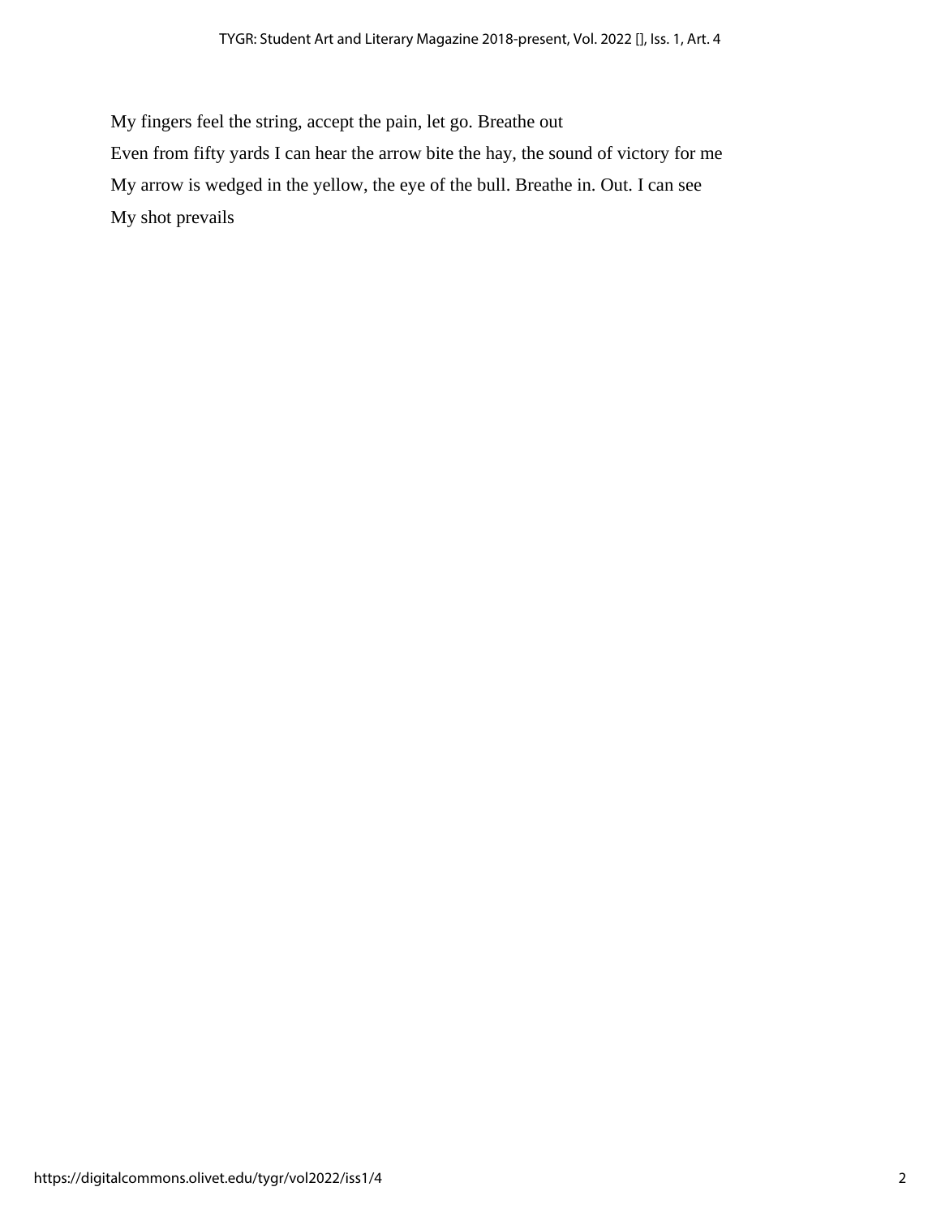My fingers feel the string, accept the pain, let go. Breathe out

Even from fifty yards I can hear the arrow bite the hay, the sound of victory for me

My arrow is wedged in the yellow, the eye of the bull. Breathe in. Out. I can see

My shot prevails